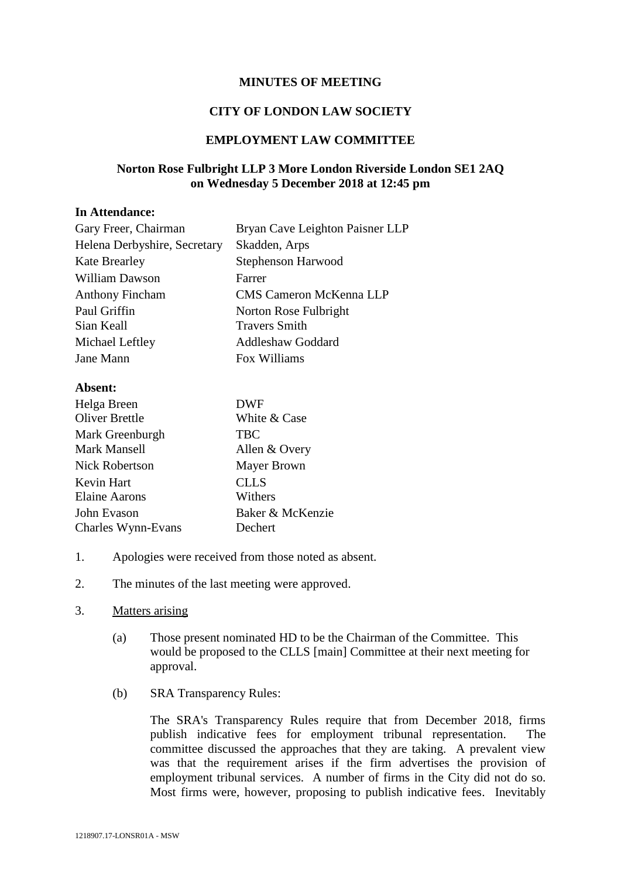**MINUTES OF MEETING**

**CITY OF LONDON LAW SOCIETY**

**EMPLOYMENT LAW COMMITTEE**

**Norton Rose Fulbright LLP 3 More London Riverside London SE1 2AQ on Wednesday 5 December 2018 at 12:45 pm**

**In Attendance:**

| | |
|---|---|
| Gary Freer, Chairman | Bryan Cave Leighton Paisner LLP |
| Helena Derbyshire, Secretary | Skadden, Arps |
| Kate Brearley | Stephenson Harwood |
| William Dawson | Farrer |
| Anthony Fincham | CMS Cameron McKenna LLP |
| Paul Griffin | Norton Rose Fulbright |
| Sian Keall | Travers Smith |
| Michael Leftley | Addleshaw Goddard |
| Jane Mann | Fox Williams |

**Absent:**

| | |
|---|---|
| Helga Breen | DWF |
| Oliver Brettle | White & Case |
| Mark Greenburgh | TBC |
| Mark Mansell | Allen & Overy |
| Nick Robertson | Mayer Brown |
| Kevin Hart | CLLS |
| Elaine Aarons | Withers |
| John Evason | Baker & McKenzie |
| Charles Wynn-Evans | Dechert |

1. Apologies were received from those noted as absent.

2. The minutes of the last meeting were approved.

3. Matters arising

   (a) Those present nominated HD to be the Chairman of the Committee. This would be proposed to the CLLS [main] Committee at their next meeting for approval.

   (b) SRA Transparency Rules:

   The SRA's Transparency Rules require that from December 2018, firms publish indicative fees for employment tribunal representation. The committee discussed the approaches that they are taking. A prevalent view was that the requirement arises if the firm advertises the provision of employment tribunal services. A number of firms in the City did not do so. Most firms were, however, proposing to publish indicative fees. Inevitably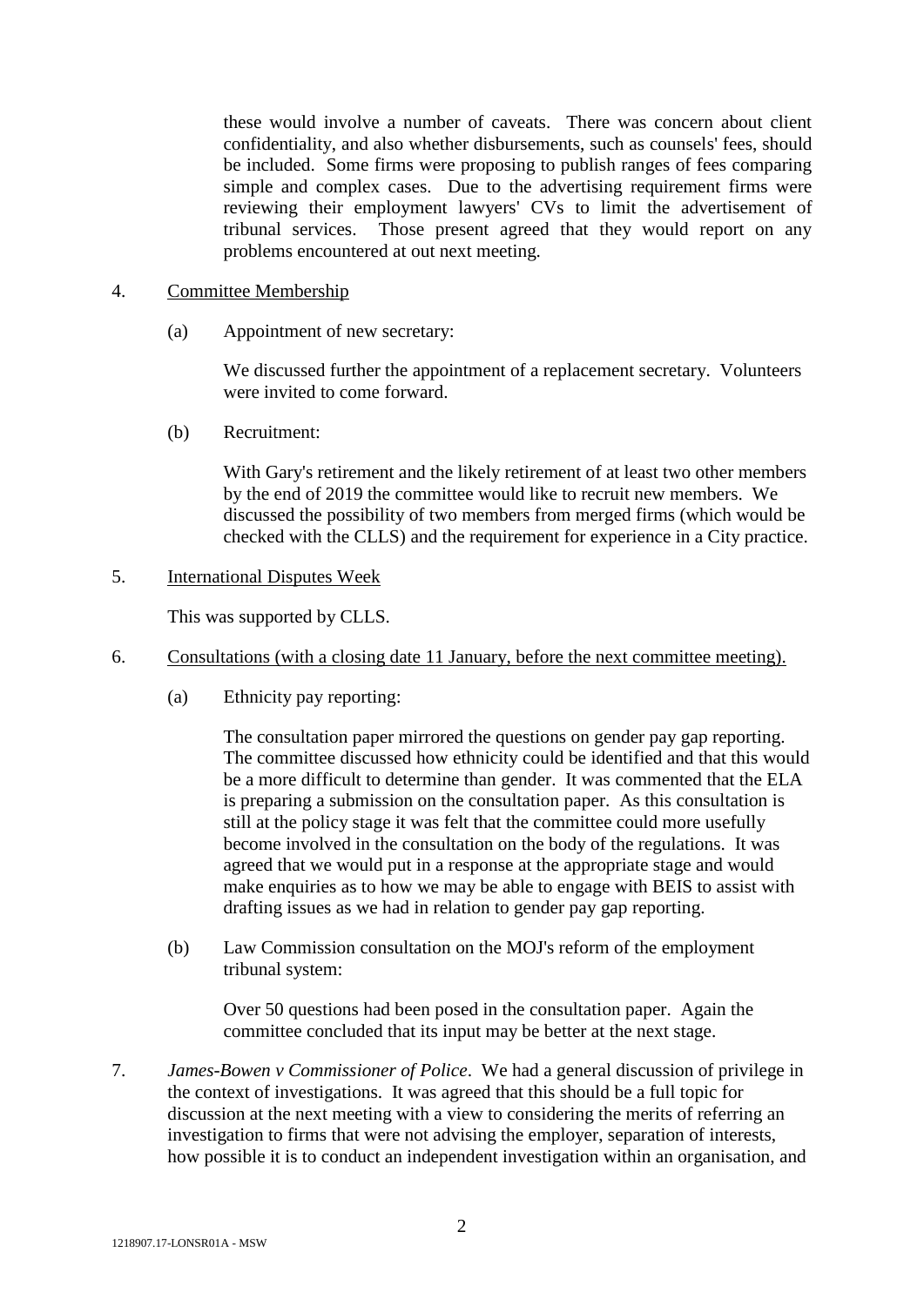these would involve a number of caveats. There was concern about client confidentiality, and also whether disbursements, such as counsels' fees, should be included. Some firms were proposing to publish ranges of fees comparing simple and complex cases. Due to the advertising requirement firms were reviewing their employment lawyers' CVs to limit the advertisement of tribunal services. Those present agreed that they would report on any problems encountered at out next meeting.

4. <u>Committee Membership</u>

   (a) Appointment of new secretary:

   We discussed further the appointment of a replacement secretary. Volunteers were invited to come forward.

   (b) Recruitment:

   With Gary's retirement and the likely retirement of at least two other members by the end of 2019 the committee would like to recruit new members. We discussed the possibility of two members from merged firms (which would be checked with the CLLS) and the requirement for experience in a City practice.

5. <u>International Disputes Week</u>

   This was supported by CLLS.

6. <u>Consultations (with a closing date 11 January, before the next committee meeting).</u>

   (a) Ethnicity pay reporting:

   The consultation paper mirrored the questions on gender pay gap reporting. The committee discussed how ethnicity could be identified and that this would be a more difficult to determine than gender. It was commented that the ELA is preparing a submission on the consultation paper. As this consultation is still at the policy stage it was felt that the committee could more usefully become involved in the consultation on the body of the regulations. It was agreed that we would put in a response at the appropriate stage and would make enquiries as to how we may be able to engage with BEIS to assist with drafting issues as we had in relation to gender pay gap reporting.

   (b) Law Commission consultation on the MOJ's reform of the employment tribunal system:

   Over 50 questions had been posed in the consultation paper. Again the committee concluded that its input may be better at the next stage.

7. *James-Bowen v Commissioner of Police*. We had a general discussion of privilege in the context of investigations. It was agreed that this should be a full topic for discussion at the next meeting with a view to considering the merits of referring an investigation to firms that were not advising the employer, separation of interests, how possible it is to conduct an independent investigation within an organisation, and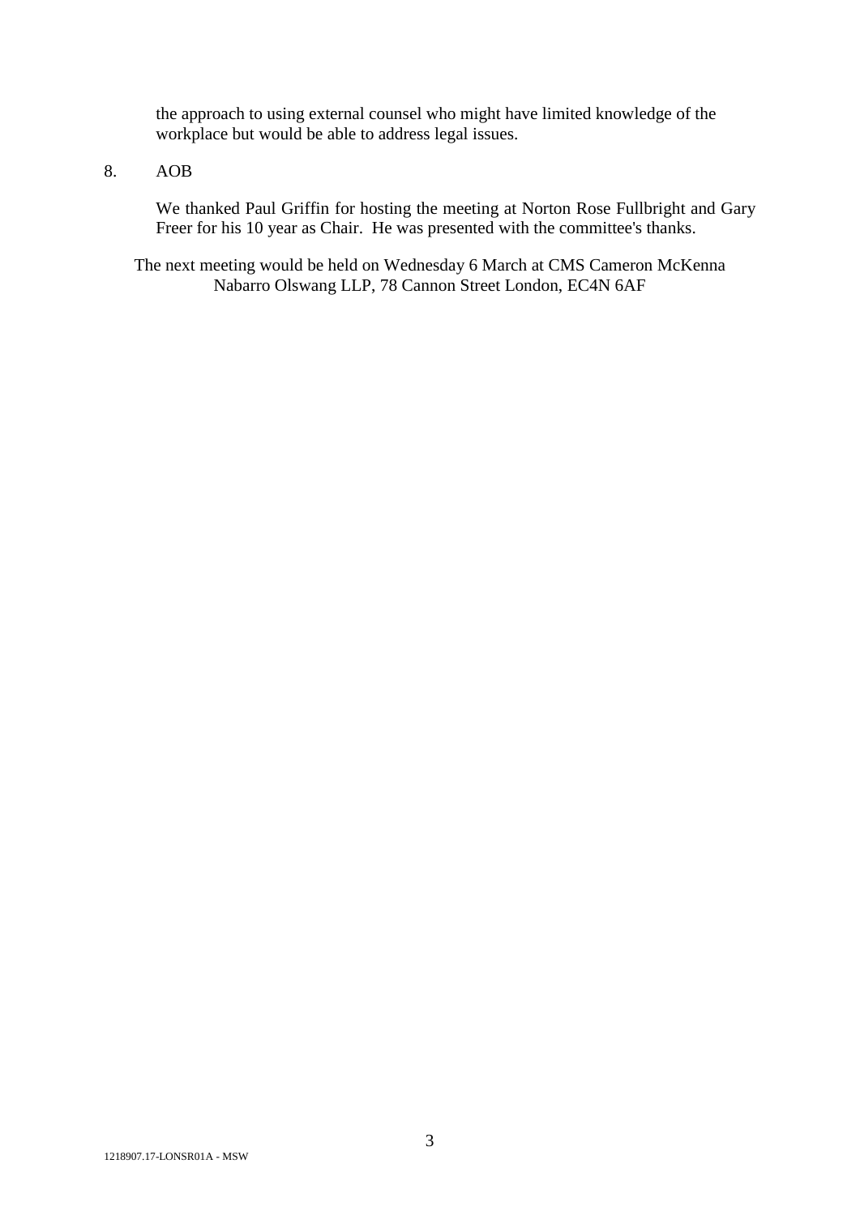the approach to using external counsel who might have limited knowledge of the workplace but would be able to address legal issues.

8. AOB

We thanked Paul Griffin for hosting the meeting at Norton Rose Fullbright and Gary Freer for his 10 year as Chair. He was presented with the committee's thanks.

The next meeting would be held on Wednesday 6 March at CMS Cameron McKenna Nabarro Olswang LLP, 78 Cannon Street London, EC4N 6AF

1218907.17-LONSR01A - MSW